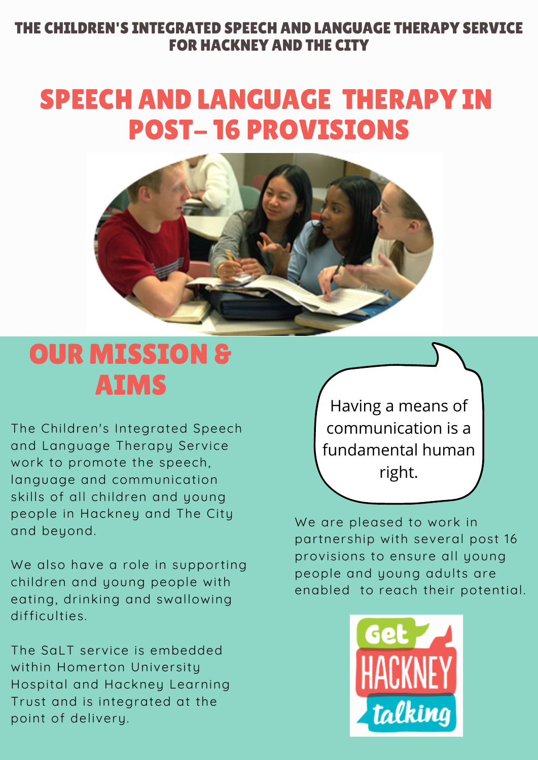THE CHILDREN'S INTEGRATED SPEECH AND LANGUAGE THERAPY SERVICE FOR HACKNEY AND THE CITY

# SPEECH AND LANGUAGE THERAPY IN POST– 16 PROVISIONS

## OUR MISSION & AIMS

The Children's Integrated Speech and Language Therapy Service work to promote the speech, language and communication skills of all children and young people in Hackney and The City and beyond.

We also have a role in supporting children and young people with eating, drinking and swallowing difficulties.

The SaLT service is embedded within Homerton University Hospital and Hackney Learning Trust and is integrated at the point of delivery.

Having a means of communication is a fundamental human right.

We are pleased to work in partnership with several post 16 provisions to ensure all young people and young adults are enabled to reach their potential.

Get HACKNEY talking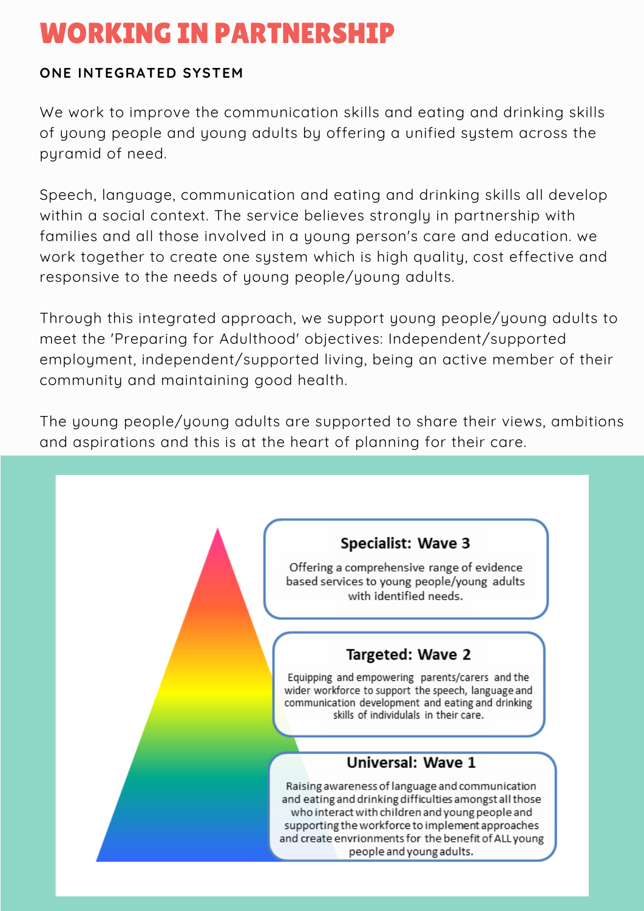# WORKING IN PARTNERSHIP

**ONE INTEGRATED SYSTEM**

We work to improve the communication skills and eating and drinking skills of young people and young adults by offering a unified system across the pyramid of need.

Speech, language, communication and eating and drinking skills all develop within a social context. The service believes strongly in partnership with families and all those involved in a young person's care and education. we work together to create one system which is high quality, cost effective and responsive to the needs of young people/young adults.

Through this integrated approach, we support young people/young adults to meet the 'Preparing for Adulthood' objectives: Independent/supported employment, independent/supported living, being an active member of their community and maintaining good health.

The young people/young adults are supported to share their views, ambitions and aspirations and this is at the heart of planning for their care.

**Specialist: Wave 3**

Offering a comprehensive range of evidence based services to young people/young adults with identified needs.

**Targeted: Wave 2**

Equipping and empowering parents/carers and the wider workforce to support the speech, language and communication development and eating and drinking skills of individuals in their care.

**Universal: Wave 1**

Raising awareness of language and communication and eating and drinking difficulties amongst all those who interact with children and young people and supporting the workforce to implement approaches and create envrionments for the benefit of ALL young people and young adults.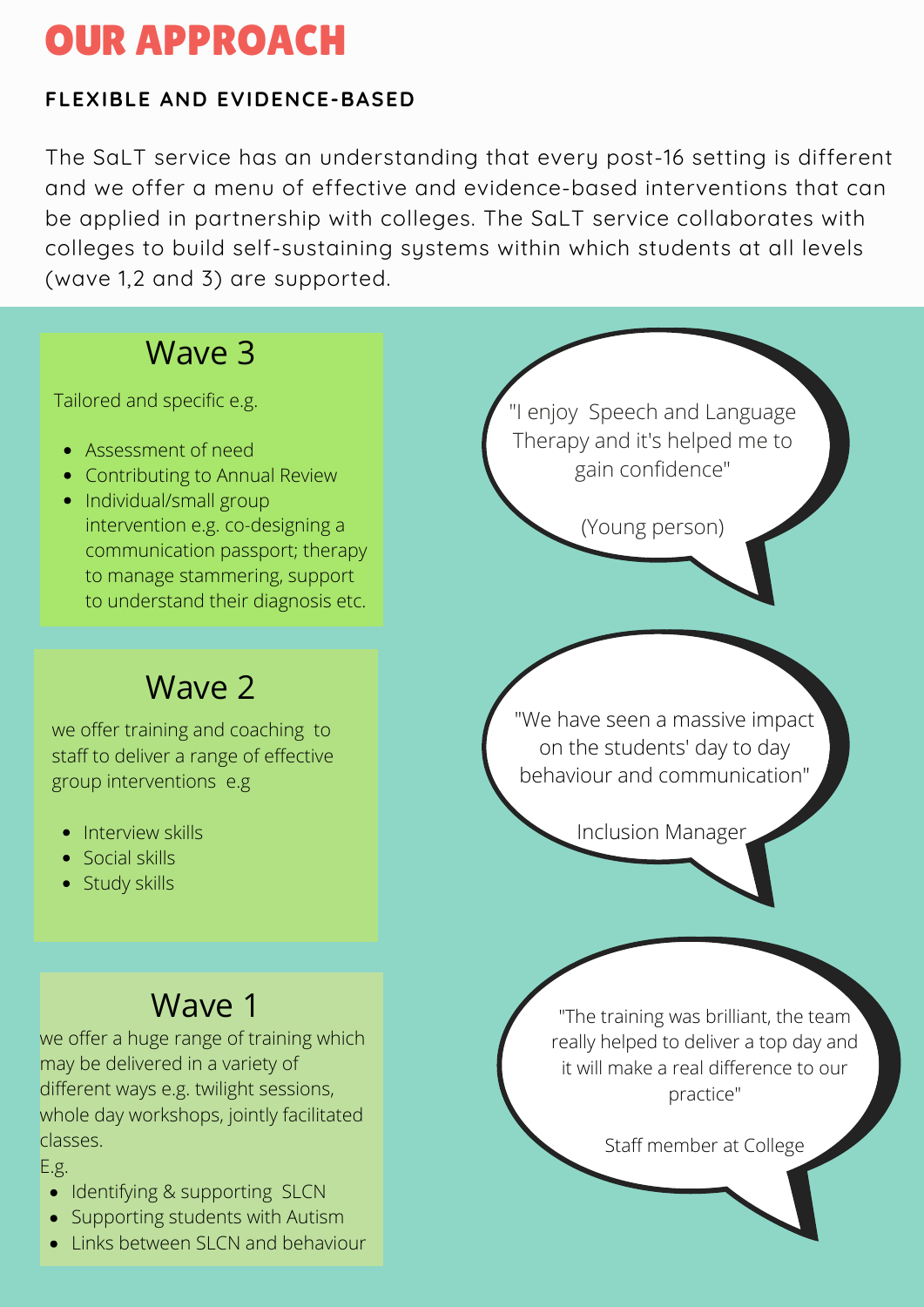# OUR APPROACH

**FLEXIBLE AND EVIDENCE-BASED**

The SaLT service has an understanding that every post-16 setting is different and we offer a menu of effective and evidence-based interventions that can be applied in partnership with colleges. The SaLT service collaborates with colleges to build self-sustaining systems within which students at all levels (wave 1,2 and 3) are supported.

## Wave 3

Tailored and specific e.g.

- Assessment of need
- Contributing to Annual Review
- Individual/small group intervention e.g. co-designing a communication passport; therapy to manage stammering, support to understand their diagnosis etc.

"I enjoy Speech and Language Therapy and it's helped me to gain confidence"

(Young person)

## Wave 2

we offer training and coaching to staff to deliver a range of effective group interventions e.g

- Interview skills
- Social skills
- Study skills

"We have seen a massive impact on the students' day to day behaviour and communication"

Inclusion Manager

## Wave 1

we offer a huge range of training which may be delivered in a variety of different ways e.g. twilight sessions, whole day workshops, jointly facilitated classes.

E.g.

- Identifying & supporting SLCN
- Supporting students with Autism
- Links between SLCN and behaviour

"The training was brilliant, the team really helped to deliver a top day and it will make a real difference to our practice"

Staff member at College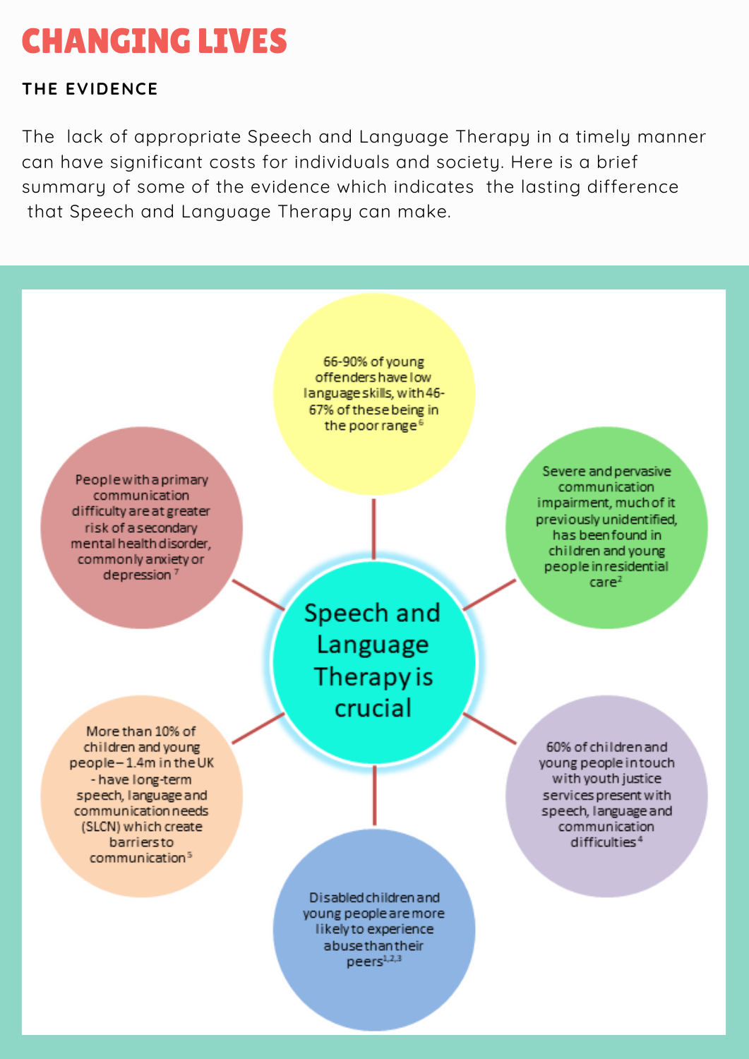# CHANGING LIVES

## THE EVIDENCE

The lack of appropriate Speech and Language Therapy in a timely manner can have significant costs for individuals and society. Here is a brief summary of some of the evidence which indicates the lasting difference that Speech and Language Therapy can make.

**Speech and Language Therapy is crucial**

- 66-90% of young offenders have low language skills, with 46-67% of these being in the poor range[6]
- Severe and pervasive communication impairment, much of it previously unidentified, has been found in children and young people in residential care[2]
- 60% of children and young people in touch with youth justice services present with speech, language and communication difficulties[4]
- Disabled children and young people are more likely to experience abuse than their peers[1,2,3]
- More than 10% of children and young people – 1.4m in the UK - have long-term speech, language and communication needs (SLCN) which create barriers to communication[5]
- People with a primary communication difficulty are at greater risk of a secondary mental health disorder, commonly anxiety or depression[7]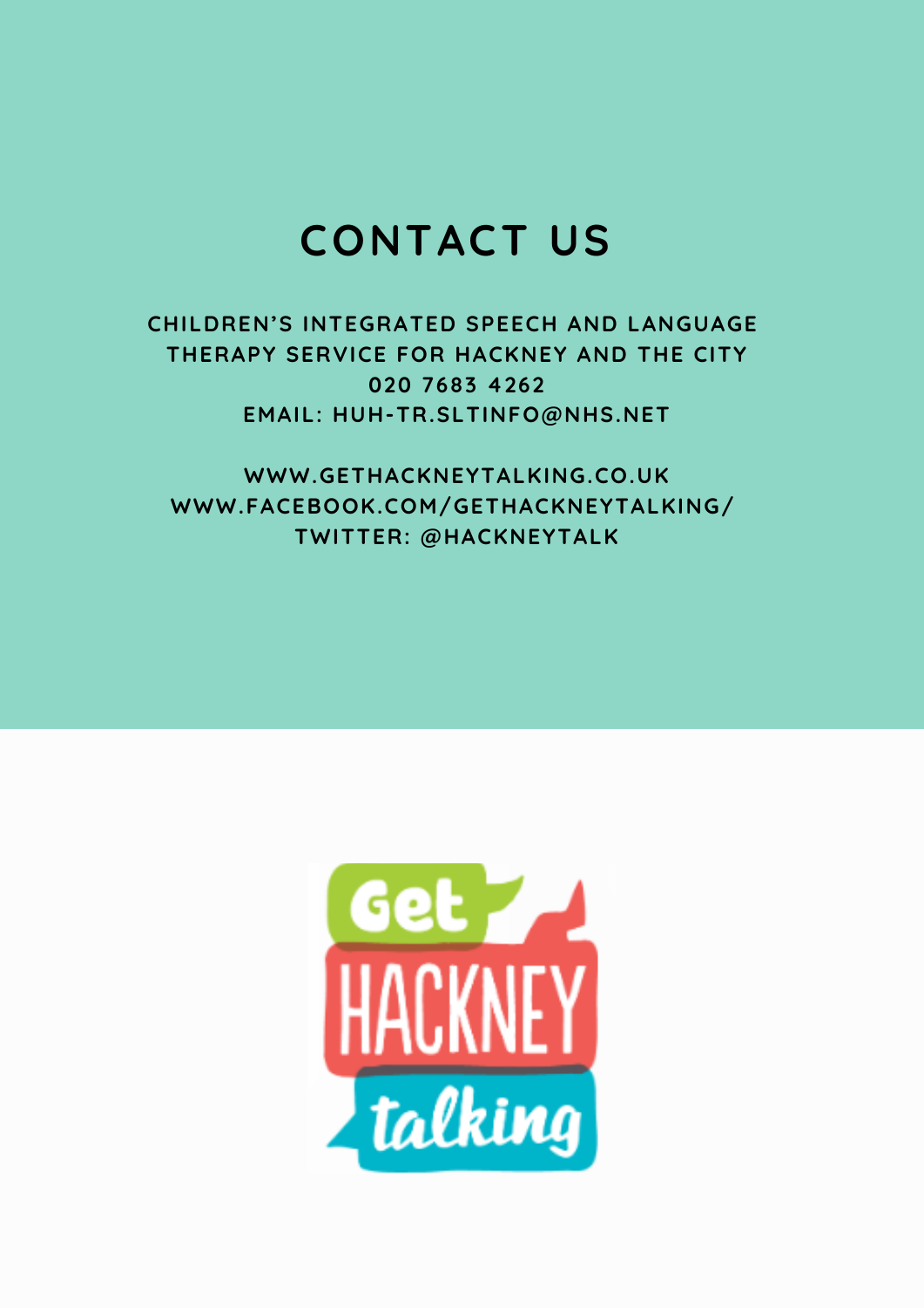# CONTACT US

CHILDREN'S INTEGRATED SPEECH AND LANGUAGE THERAPY SERVICE FOR HACKNEY AND THE CITY
020 7683 4262
EMAIL: HUH-TR.SLTINFO@NHS.NET

WWW.GETHACKNEYTALKING.CO.UK
WWW.FACEBOOK.COM/GETHACKNEYTALKING/
TWITTER: @HACKNEYTALK

Get HACKNEY talking